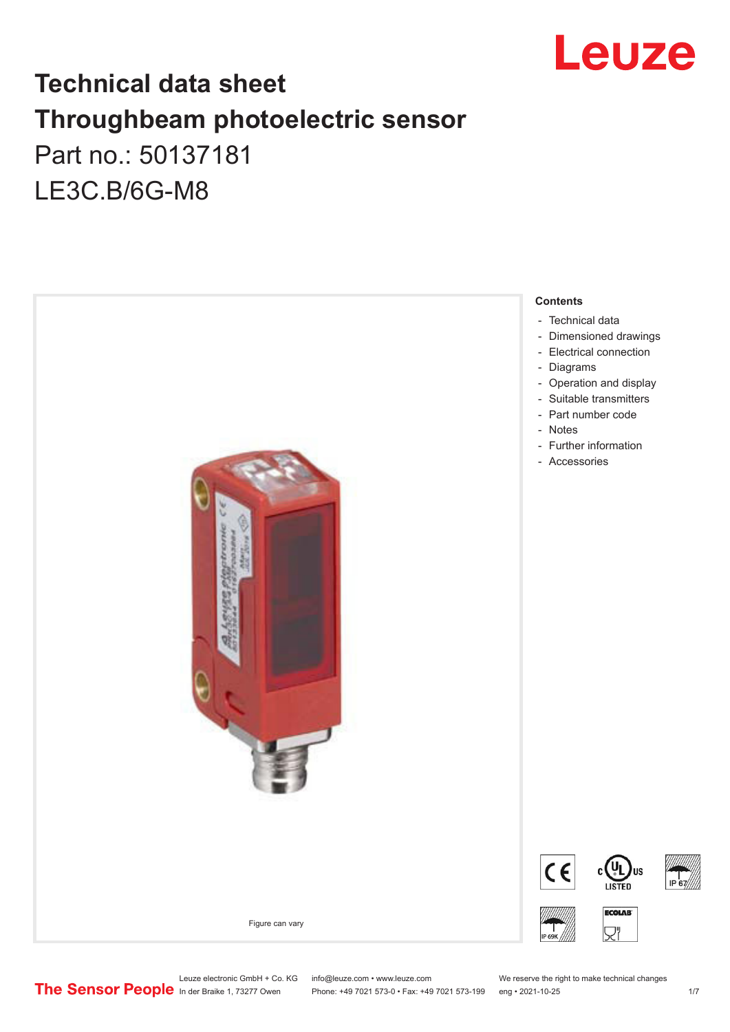# Technical data sheet

# Throughbeam photoelectric sensor

Part no.: 50137181

LE3C.B/6G-M8

Figure can vary

**Contents**

- Technical data
- Dimensioned drawings
- Electrical connection
- Diagrams
- Operation and display
- Suitable transmitters
- Part number code
- Notes
- Further information
- Accessories

Leuze electronic GmbH + Co. KG
In der Braike 1, 73277 Owen

info@leuze.com • www.leuze.com
Phone: +49 7021 573-0 • Fax: +49 7021 573-199

We reserve the right to make technical changes
eng • 2021-10-25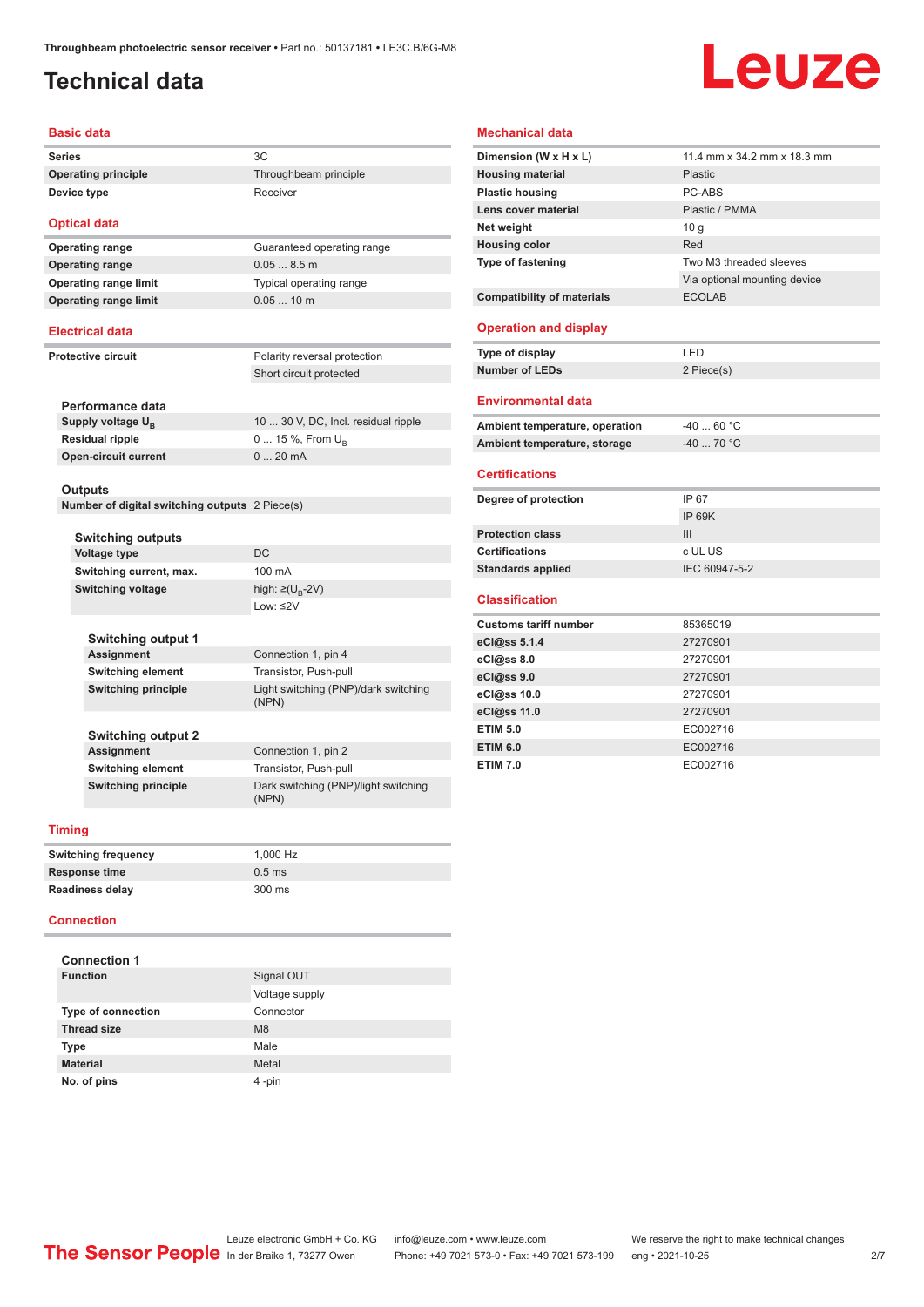# Technical data

## Basic data

| | |
|---|---|
| **Series** | 3C |
| **Operating principle** | Throughbeam principle |
| **Device type** | Receiver |

## Optical data

| | |
|---|---|
| **Operating range** | Guaranteed operating range |
| **Operating range** | 0.05 ... 8.5 m |
| **Operating range limit** | Typical operating range |
| **Operating range limit** | 0.05 ... 10 m |

## Electrical data

| | |
|---|---|
| **Protective circuit** | Polarity reversal protection |
| | Short circuit protected |

### Performance data

| | |
|---|---|
| **Supply voltage $U_B$** | 10 ... 30 V, DC, Incl. residual ripple |
| **Residual ripple** | 0 ... 15 %, From $U_B$ |
| **Open-circuit current** | 0 ... 20 mA |

### Outputs

| | |
|---|---|
| **Number of digital switching outputs** | 2 Piece(s) |

#### Switching outputs

| | |
|---|---|
| **Voltage type** | DC |
| **Switching current, max.** | 100 mA |
| **Switching voltage** | high: ≥($U_B$-2V) |
| | Low: ≤2V |

##### Switching output 1

| | |
|---|---|
| **Assignment** | Connection 1, pin 4 |
| **Switching element** | Transistor, Push-pull |
| **Switching principle** | Light switching (PNP)/dark switching (NPN) |

##### Switching output 2

| | |
|---|---|
| **Assignment** | Connection 1, pin 2 |
| **Switching element** | Transistor, Push-pull |
| **Switching principle** | Dark switching (PNP)/light switching (NPN) |

## Timing

| | |
|---|---|
| **Switching frequency** | 1,000 Hz |
| **Response time** | 0.5 ms |
| **Readiness delay** | 300 ms |

## Connection

### Connection 1

| | |
|---|---|
| **Function** | Signal OUT |
| | Voltage supply |
| **Type of connection** | Connector |
| **Thread size** | M8 |
| **Type** | Male |
| **Material** | Metal |
| **No. of pins** | 4 -pin |

## Mechanical data

| | |
|---|---|
| **Dimension (W x H x L)** | 11.4 mm x 34.2 mm x 18.3 mm |
| **Housing material** | Plastic |
| **Plastic housing** | PC-ABS |
| **Lens cover material** | Plastic / PMMA |
| **Net weight** | 10 g |
| **Housing color** | Red |
| **Type of fastening** | Two M3 threaded sleeves |
| | Via optional mounting device |
| **Compatibility of materials** | ECOLAB |

## Operation and display

| | |
|---|---|
| **Type of display** | LED |
| **Number of LEDs** | 2 Piece(s) |

## Environmental data

| | |
|---|---|
| **Ambient temperature, operation** | -40 ... 60 °C |
| **Ambient temperature, storage** | -40 ... 70 °C |

## Certifications

| | |
|---|---|
| **Degree of protection** | IP 67 |
| | IP 69K |
| **Protection class** | III |
| **Certifications** | c UL US |
| **Standards applied** | IEC 60947-5-2 |

## Classification

| | |
|---|---|
| **Customs tariff number** | 85365019 |
| **eCl@ss 5.1.4** | 27270901 |
| **eCl@ss 8.0** | 27270901 |
| **eCl@ss 9.0** | 27270901 |
| **eCl@ss 10.0** | 27270901 |
| **eCl@ss 11.0** | 27270901 |
| **ETIM 5.0** | EC002716 |
| **ETIM 6.0** | EC002716 |
| **ETIM 7.0** | EC002716 |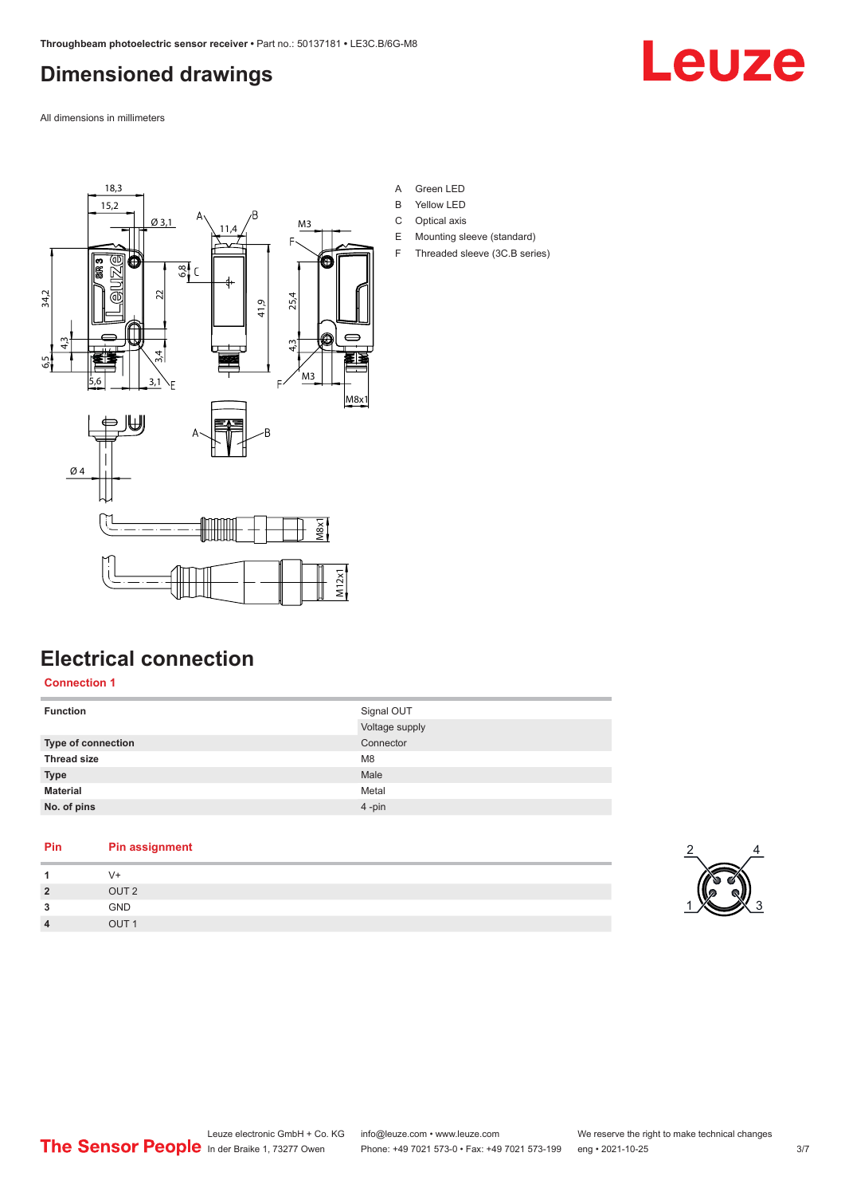## Dimensioned drawings

All dimensions in millimeters

- A Green LED
- B Yellow LED
- C Optical axis
- E Mounting sleeve (standard)
- F Threaded sleeve (3C.B series)

## Electrical connection

**Connection 1**

| | |
|---|---|
| **Function** | Signal OUT |
| | Voltage supply |
| **Type of connection** | Connector |
| **Thread size** | M8 |
| **Type** | Male |
| **Material** | Metal |
| **No. of pins** | 4 -pin |

| Pin | Pin assignment |
|---|---|
| **1** | V+ |
| **2** | OUT 2 |
| **3** | GND |
| **4** | OUT 1 |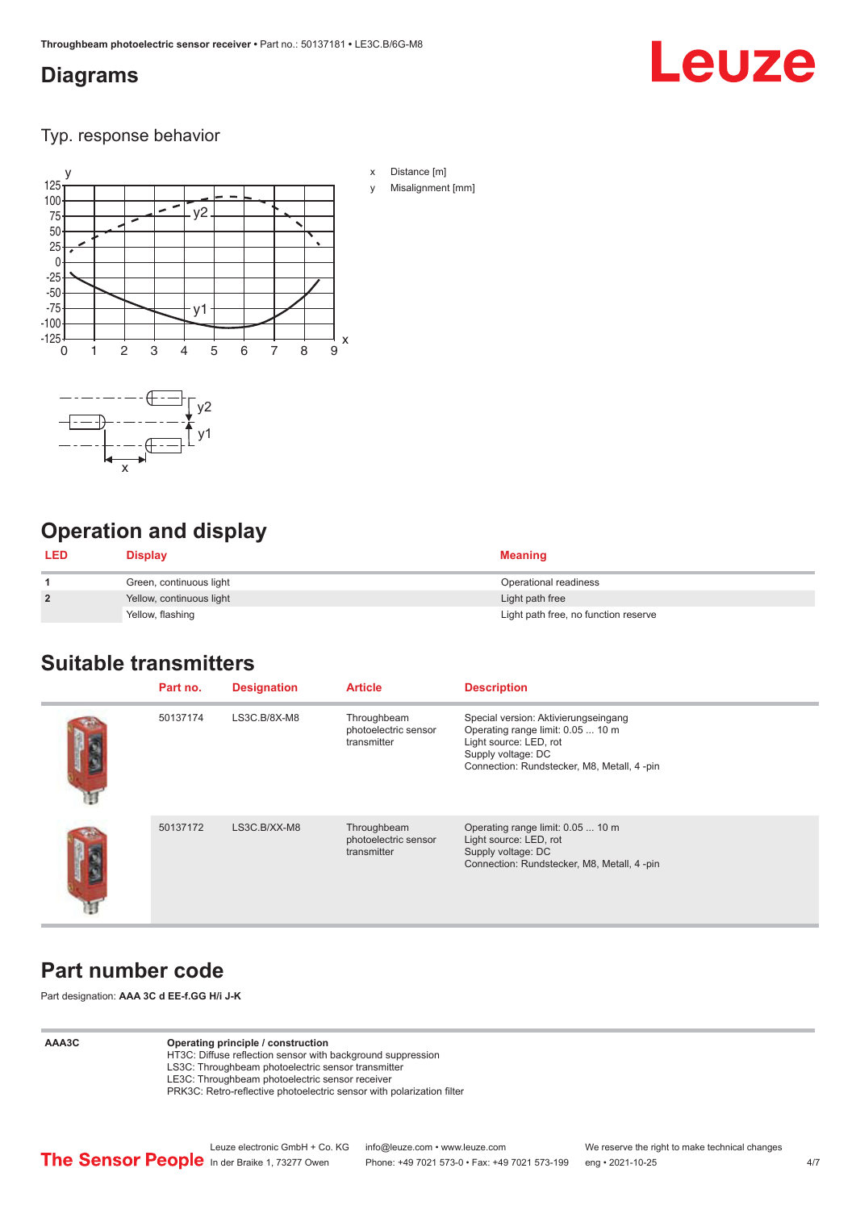## Diagrams

Typ. response behavior

x Distance [m]

y Misalignment [mm]

## Operation and display

| LED | Display | Meaning |
|---|---|---|
| 1 | Green, continuous light | Operational readiness |
| 2 | Yellow, continuous light | Light path free |
| | Yellow, flashing | Light path free, no function reserve |

## Suitable transmitters

| | Part no. | Designation | Article | Description |
|---|---|---|---|---|
| | 50137174 | LS3C.B/8X-M8 | Throughbeam photoelectric sensor transmitter | Special version: Aktivierungseingang<br>Operating range limit: 0.05 ... 10 m<br>Light source: LED, rot<br>Supply voltage: DC<br>Connection: Rundstecker, M8, Metall, 4 -pin |
| | 50137172 | LS3C.B/XX-M8 | Throughbeam photoelectric sensor transmitter | Operating range limit: 0.05 ... 10 m<br>Light source: LED, rot<br>Supply voltage: DC<br>Connection: Rundstecker, M8, Metall, 4 -pin |

## Part number code

Part designation: **AAA 3C d EE-f.GG H/i J-K**

| | |
|---|---|
| **AAA3C** | **Operating principle / construction**<br>HT3C: Diffuse reflection sensor with background suppression<br>LS3C: Throughbeam photoelectric sensor transmitter<br>LE3C: Throughbeam photoelectric sensor receiver<br>PRK3C: Retro-reflective photoelectric sensor with polarization filter |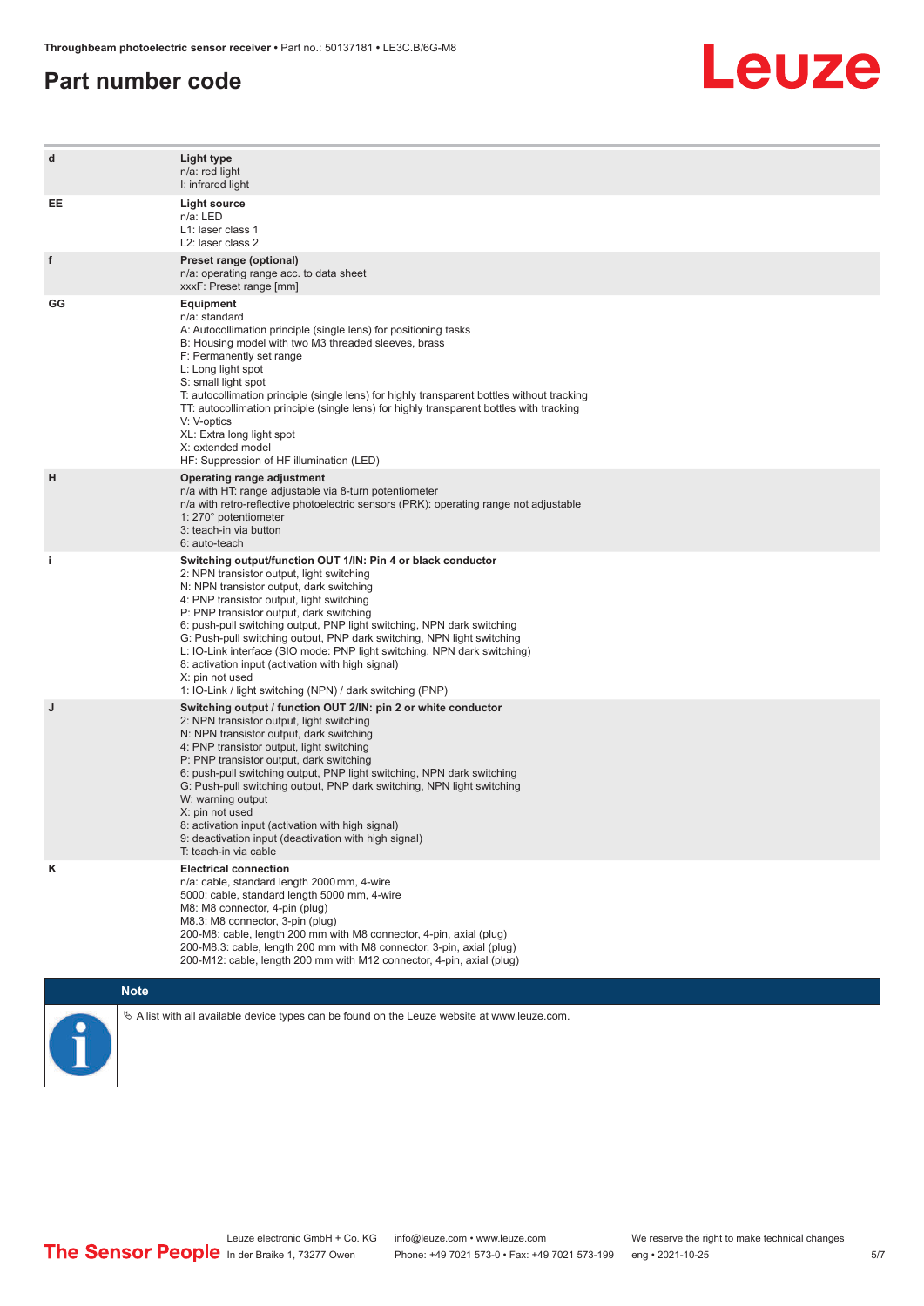## Part number code

| | |
|---|---|
| d | **Light type**<br>n/a: red light<br>I: infrared light |
| EE | **Light source**<br>n/a: LED<br>L1: laser class 1<br>L2: laser class 2 |
| f | **Preset range (optional)**<br>n/a: operating range acc. to data sheet<br>xxxF: Preset range [mm] |
| GG | **Equipment**<br>n/a: standard<br>A: Autocollimation principle (single lens) for positioning tasks<br>B: Housing model with two M3 threaded sleeves, brass<br>F: Permanently set range<br>L: Long light spot<br>S: small light spot<br>T: autocollimation principle (single lens) for highly transparent bottles without tracking<br>TT: autocollimation principle (single lens) for highly transparent bottles with tracking<br>V: V-optics<br>XL: Extra long light spot<br>X: extended model<br>HF: Suppression of HF illumination (LED) |
| H | **Operating range adjustment**<br>n/a with HT: range adjustable via 8-turn potentiometer<br>n/a with retro-reflective photoelectric sensors (PRK): operating range not adjustable<br>1: 270° potentiometer<br>3: teach-in via button<br>6: auto-teach |
| i | **Switching output/function OUT 1/IN: Pin 4 or black conductor**<br>2: NPN transistor output, light switching<br>N: NPN transistor output, dark switching<br>4: PNP transistor output, light switching<br>P: PNP transistor output, dark switching<br>6: push-pull switching output, PNP light switching, NPN dark switching<br>G: Push-pull switching output, PNP dark switching, NPN light switching<br>L: IO-Link interface (SIO mode: PNP light switching, NPN dark switching)<br>8: activation input (activation with high signal)<br>X: pin not used<br>1: IO-Link / light switching (NPN) / dark switching (PNP) |
| J | **Switching output / function OUT 2/IN: pin 2 or white conductor**<br>2: NPN transistor output, light switching<br>N: NPN transistor output, dark switching<br>4: PNP transistor output, light switching<br>P: PNP transistor output, dark switching<br>6: push-pull switching output, PNP light switching, NPN dark switching<br>G: Push-pull switching output, PNP dark switching, NPN light switching<br>W: warning output<br>X: pin not used<br>8: activation input (activation with high signal)<br>9: deactivation input (deactivation with high signal)<br>T: teach-in via cable |
| K | **Electrical connection**<br>n/a: cable, standard length 2000 mm, 4-wire<br>5000: cable, standard length 5000 mm, 4-wire<br>M8: M8 connector, 4-pin (plug)<br>M8.3: M8 connector, 3-pin (plug)<br>200-M8: cable, length 200 mm with M8 connector, 4-pin, axial (plug)<br>200-M8.3: cable, length 200 mm with M8 connector, 3-pin, axial (plug)<br>200-M12: cable, length 200 mm with M12 connector, 4-pin, axial (plug) |

**Note**

↳ A list with all available device types can be found on the Leuze website at www.leuze.com.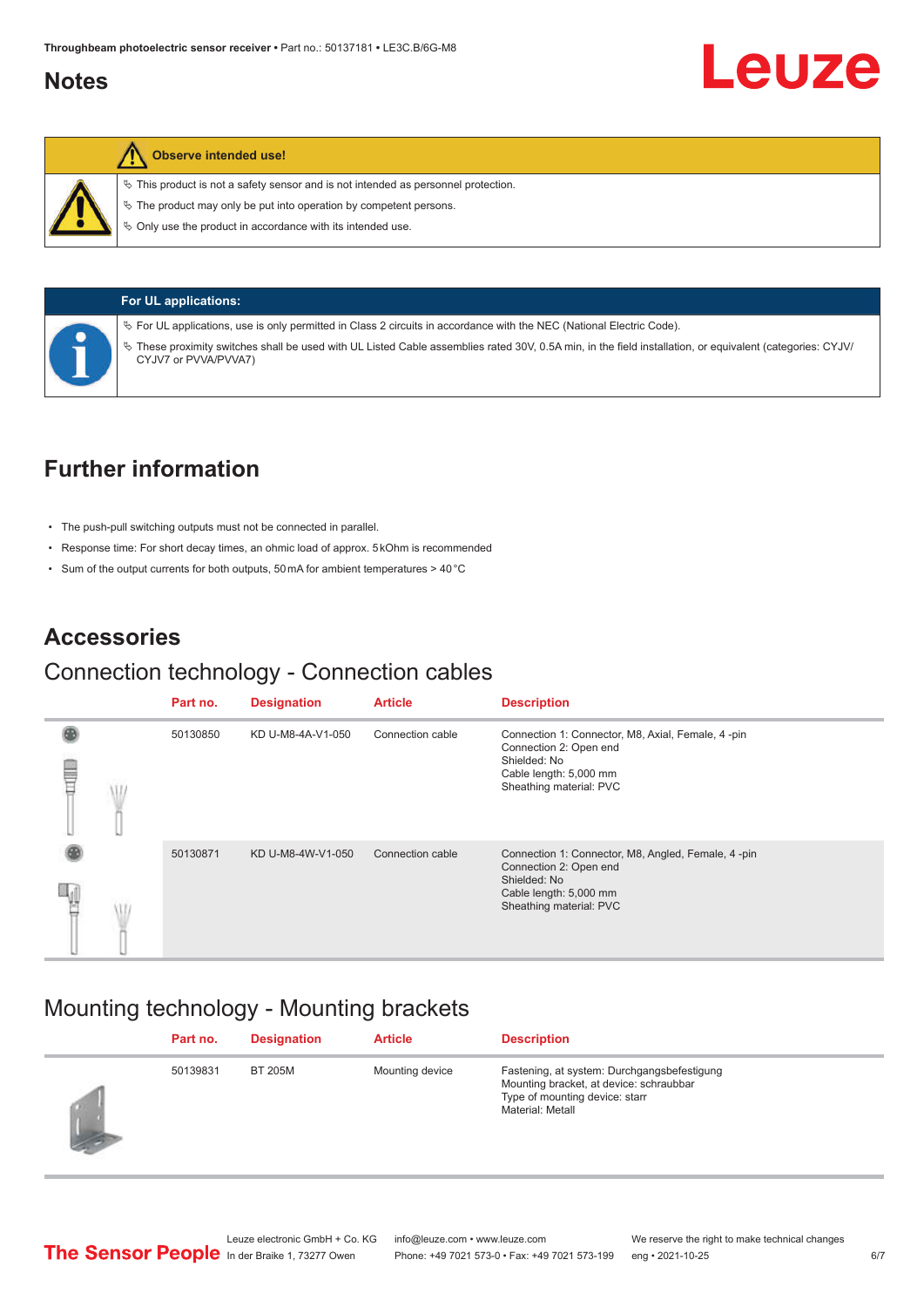## Notes

**Observe intended use!**

- This product is not a safety sensor and is not intended as personnel protection.
- The product may only be put into operation by competent persons.
- Only use the product in accordance with its intended use.

**For UL applications:**

- For UL applications, use is only permitted in Class 2 circuits in accordance with the NEC (National Electric Code).
- These proximity switches shall be used with UL Listed Cable assemblies rated 30V, 0.5A min, in the field installation, or equivalent (categories: CYJV/CYJV7 or PVVA/PVVA7)

## Further information

- The push-pull switching outputs must not be connected in parallel.
- Response time: For short decay times, an ohmic load of approx. 5 kOhm is recommended
- Sum of the output currents for both outputs, 50 mA for ambient temperatures > 40 °C

## Accessories

### Connection technology - Connection cables

| Part no. | Designation | Article | Description |
|---|---|---|---|
| 50130850 | KD U-M8-4A-V1-050 | Connection cable | Connection 1: Connector, M8, Axial, Female, 4 -pin<br>Connection 2: Open end<br>Shielded: No<br>Cable length: 5,000 mm<br>Sheathing material: PVC |
| 50130871 | KD U-M8-4W-V1-050 | Connection cable | Connection 1: Connector, M8, Angled, Female, 4 -pin<br>Connection 2: Open end<br>Shielded: No<br>Cable length: 5,000 mm<br>Sheathing material: PVC |

### Mounting technology - Mounting brackets

| Part no. | Designation | Article | Description |
|---|---|---|---|
| 50139831 | BT 205M | Mounting device | Fastening, at system: Durchgangsbefestigung<br>Mounting bracket, at device: schraubbar<br>Type of mounting device: starr<br>Material: Metall |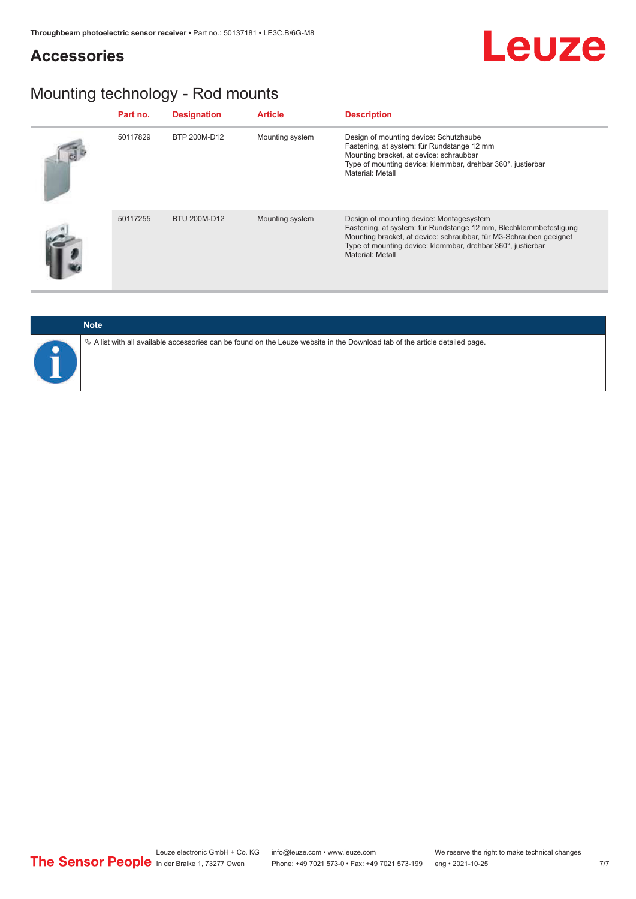## Accessories

# Mounting technology - Rod mounts

| | Part no. | Designation | Article | Description |
|---|---|---|---|---|
| | 50117829 | BTP 200M-D12 | Mounting system | Design of mounting device: Schutzhaube<br>Fastening, at system: für Rundstange 12 mm<br>Mounting bracket, at device: schraubbar<br>Type of mounting device: klemmbar, drehbar 360°, justierbar<br>Material: Metall |
| | 50117255 | BTU 200M-D12 | Mounting system | Design of mounting device: Montagesystem<br>Fastening, at system: für Rundstange 12 mm, Blechklemmbefestigung<br>Mounting bracket, at device: schraubbar, für M3-Schrauben geeignet<br>Type of mounting device: klemmbar, drehbar 360°, justierbar<br>Material: Metall |

**Note**

↳ A list with all available accessories can be found on the Leuze website in the Download tab of the article detailed page.